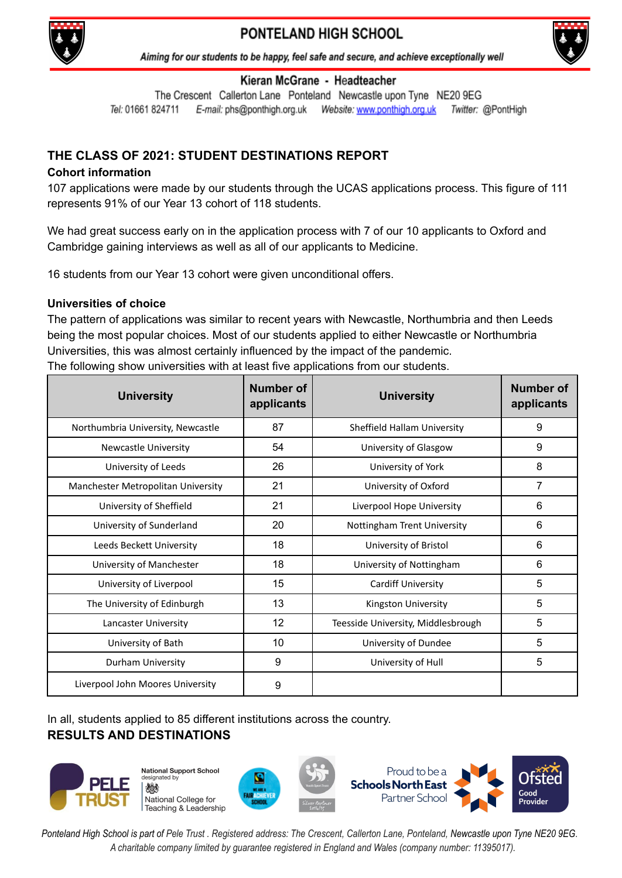# PONTELAND HIGH SCHOOL

*Aiming for our students to be happy, feel safe and secure, and achieve exceptionally well*

**Kieran McGrane - Headteacher**

The Crescent Callerton Lane Ponteland Newcastle upon Tyne NE20 9EG

*Tel:* 01661 824711 *E-mail:* phs@ponthigh.org.uk *Website:* www.ponthigh.org.uk *Twitter:* @PontHigh

## THE CLASS OF 2021: STUDENT DESTINATIONS REPORT

### Cohort information

107 applications were made by our students through the UCAS applications process. This figure of 111 represents 91% of our Year 13 cohort of 118 students.

We had great success early on in the application process with 7 of our 10 applicants to Oxford and Cambridge gaining interviews as well as all of our applicants to Medicine.

16 students from our Year 13 cohort were given unconditional offers.

### Universities of choice

The pattern of applications was similar to recent years with Newcastle, Northumbria and then Leeds being the most popular choices. Most of our students applied to either Newcastle or Northumbria Universities, this was almost certainly influenced by the impact of the pandemic.
The following show universities with at least five applications from our students.

| University | Number of applicants | University | Number of applicants |
|---|---|---|---|
| Northumbria University, Newcastle | 87 | Sheffield Hallam University | 9 |
| Newcastle University | 54 | University of Glasgow | 9 |
| University of Leeds | 26 | University of York | 8 |
| Manchester Metropolitan University | 21 | University of Oxford | 7 |
| University of Sheffield | 21 | Liverpool Hope University | 6 |
| University of Sunderland | 20 | Nottingham Trent University | 6 |
| Leeds Beckett University | 18 | University of Bristol | 6 |
| University of Manchester | 18 | University of Nottingham | 6 |
| University of Liverpool | 15 | Cardiff University | 5 |
| The University of Edinburgh | 13 | Kingston University | 5 |
| Lancaster University | 12 | Teesside University, Middlesbrough | 5 |
| University of Bath | 10 | University of Dundee | 5 |
| Durham University | 9 | University of Hull | 5 |
| Liverpool John Moores University | 9 | | |

In all, students applied to 85 different institutions across the country.

### RESULTS AND DESTINATIONS

*Ponteland High School is part of Pele Trust . Registered address: The Crescent, Callerton Lane, Ponteland, Newcastle upon Tyne NE20 9EG. A charitable company limited by guarantee registered in England and Wales (company number: 11395017).*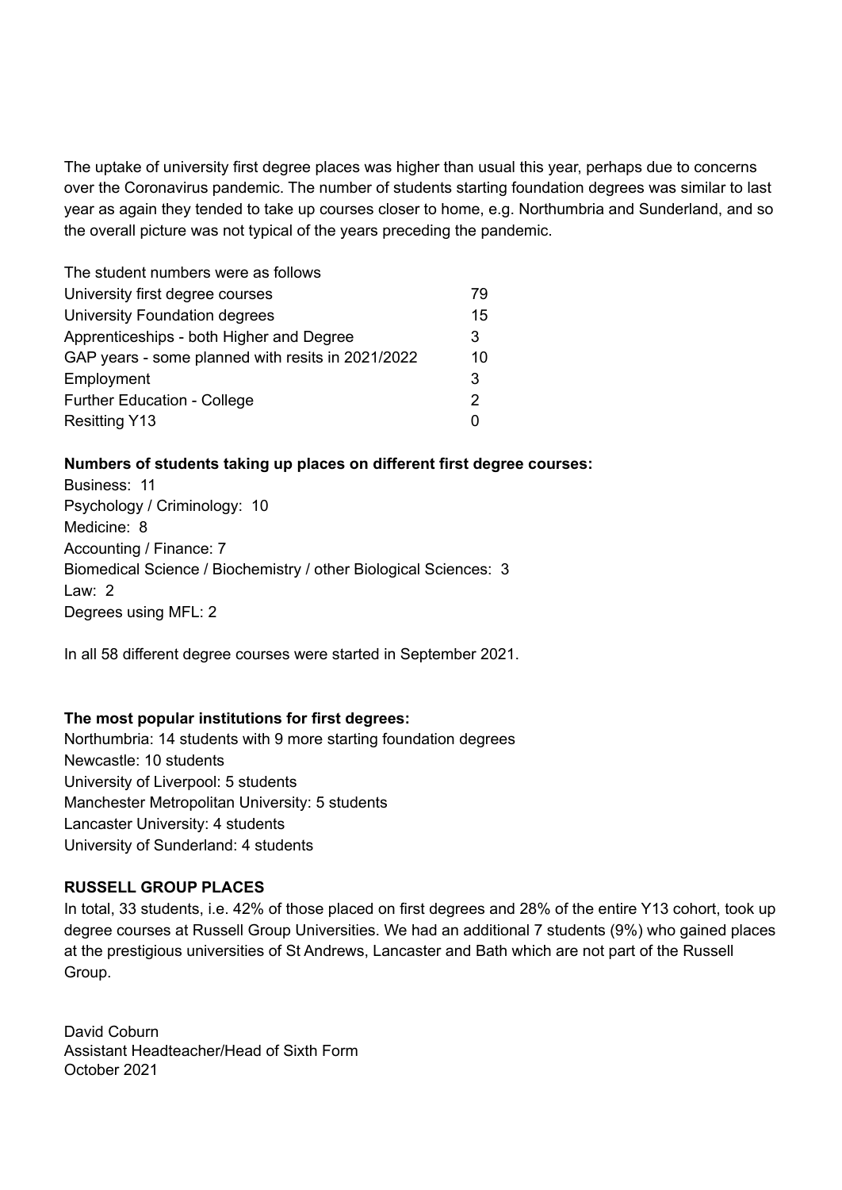The uptake of university first degree places was higher than usual this year, perhaps due to concerns over the Coronavirus pandemic. The number of students starting foundation degrees was similar to last year as again they tended to take up courses closer to home, e.g. Northumbria and Sunderland, and so the overall picture was not typical of the years preceding the pandemic.

The student numbers were as follows

| | |
|---|---|
| University first degree courses | 79 |
| University Foundation degrees | 15 |
| Apprenticeships - both Higher and Degree | 3 |
| GAP years - some planned with resits in 2021/2022 | 10 |
| Employment | 3 |
| Further Education - College | 2 |
| Resitting Y13 | 0 |

**Numbers of students taking up places on different first degree courses:**

Business: 11
Psychology / Criminology: 10
Medicine: 8
Accounting / Finance: 7
Biomedical Science / Biochemistry / other Biological Sciences: 3
Law: 2
Degrees using MFL: 2

In all 58 different degree courses were started in September 2021.

**The most popular institutions for first degrees:**

Northumbria: 14 students with 9 more starting foundation degrees
Newcastle: 10 students
University of Liverpool: 5 students
Manchester Metropolitan University: 5 students
Lancaster University: 4 students
University of Sunderland: 4 students

**RUSSELL GROUP PLACES**

In total, 33 students, i.e. 42% of those placed on first degrees and 28% of the entire Y13 cohort, took up degree courses at Russell Group Universities. We had an additional 7 students (9%) who gained places at the prestigious universities of St Andrews, Lancaster and Bath which are not part of the Russell Group.

David Coburn
Assistant Headteacher/Head of Sixth Form
October 2021